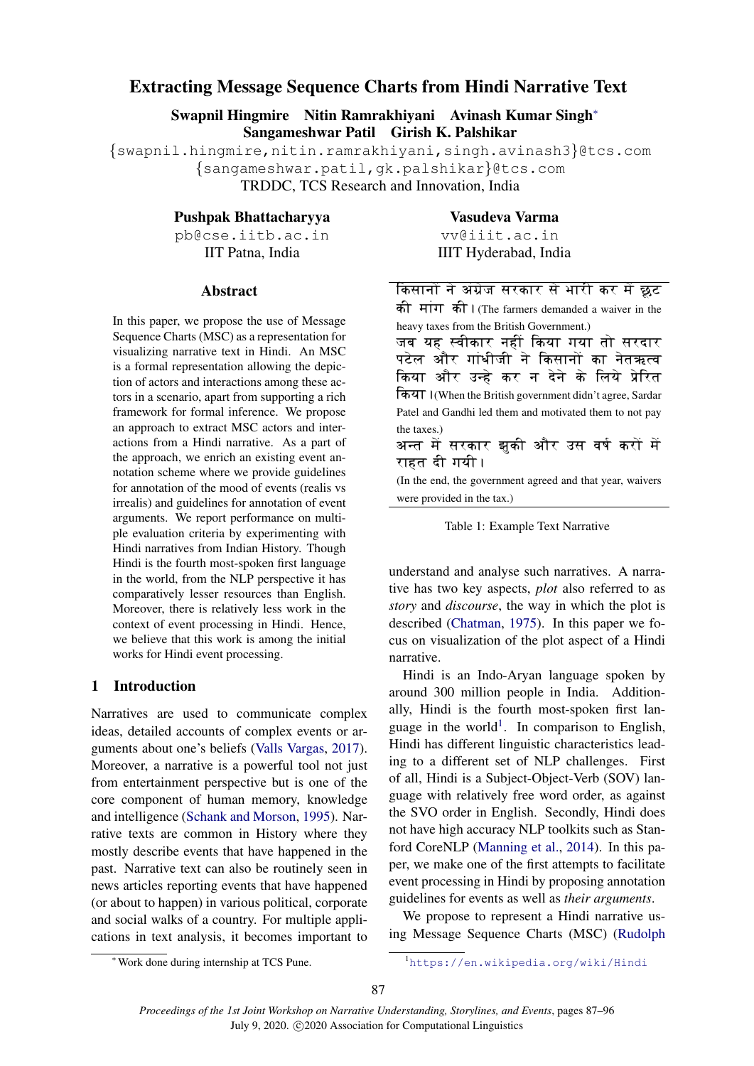# Extracting Message Sequence Charts from Hindi Narrative Text

**Swapnil Hingmire  Nitin Ramrakhiyani  Avinash Kumar Singh***
**Sangameshwar Patil  Girish K. Palshikar**
{swapnil.hingmire,nitin.ramrakhiyani,singh.avinash3}@tcs.com
{sangameshwar.patil,gk.palshikar}@tcs.com
TRDDC, TCS Research and Innovation, India

**Pushpak Bhattacharyya**
pb@cse.iitb.ac.in
IIT Patna, India

**Vasudeva Varma**
vv@iiit.ac.in
IIIT Hyderabad, India

## Abstract

In this paper, we propose the use of Message Sequence Charts (MSC) as a representation for visualizing narrative text in Hindi. An MSC is a formal representation allowing the depiction of actors and interactions among these actors in a scenario, apart from supporting a rich framework for formal inference. We propose an approach to extract MSC actors and interactions from a Hindi narrative. As a part of the approach, we enrich an existing event annotation scheme where we provide guidelines for annotation of the mood of events (realis vs irrealis) and guidelines for annotation of event arguments. We report performance on multiple evaluation criteria by experimenting with Hindi narratives from Indian History. Though Hindi is the fourth most-spoken first language in the world, from the NLP perspective it has comparatively lesser resources than English. Moreover, there is relatively less work in the context of event processing in Hindi. Hence, we believe that this work is among the initial works for Hindi event processing.

## 1 Introduction

Narratives are used to communicate complex ideas, detailed accounts of complex events or arguments about one's beliefs (Valls Vargas, 2017). Moreover, a narrative is a powerful tool not just from entertainment perspective but is one of the core component of human memory, knowledge and intelligence (Schank and Morson, 1995). Narrative texts are common in History where they mostly describe events that have happened in the past. Narrative text can also be routinely seen in news articles reporting events that have happened (or about to happen) in various political, corporate and social walks of a country. For multiple applications in text analysis, it becomes important to understand and analyse such narratives. A narrative has two key aspects, *plot* also referred to as *story* and *discourse*, the way in which the plot is described (Chatman, 1975). In this paper we focus on visualization of the plot aspect of a Hindi narrative.

| |
|---|
| किसानों ने अंग्रेज सरकार से भारी कर में छूट की मांग की। (The farmers demanded a waiver in the heavy taxes from the British Government.) |
| जब यह स्वीकार नहीं किया गया तो सरदार पटेल और गांधीजी ने किसानों का नेतृत्व किया और उन्हे कर न देने के लिये प्रेरित किया।(When the British government didn't agree, Sardar Patel and Gandhi led them and motivated them to not pay the taxes.) |
| अन्त में सरकार झुकी और उस वर्ष करों में राहत दी गयी। (In the end, the government agreed and that year, waivers were provided in the tax.) |

Table 1: Example Text Narrative

Hindi is an Indo-Aryan language spoken by around 300 million people in India. Additionally, Hindi is the fourth most-spoken first language in the world[1]. In comparison to English, Hindi has different linguistic characteristics leading to a different set of NLP challenges. First of all, Hindi is a Subject-Object-Verb (SOV) language with relatively free word order, as against the SVO order in English. Secondly, Hindi does not have high accuracy NLP toolkits such as Stanford CoreNLP (Manning et al., 2014). In this paper, we make one of the first attempts to facilitate event processing in Hindi by proposing annotation guidelines for events as well as *their arguments*.

We propose to represent a Hindi narrative using Message Sequence Charts (MSC) (Rudolph

*Work done during internship at TCS Pune.

[1] https://en.wikipedia.org/wiki/Hindi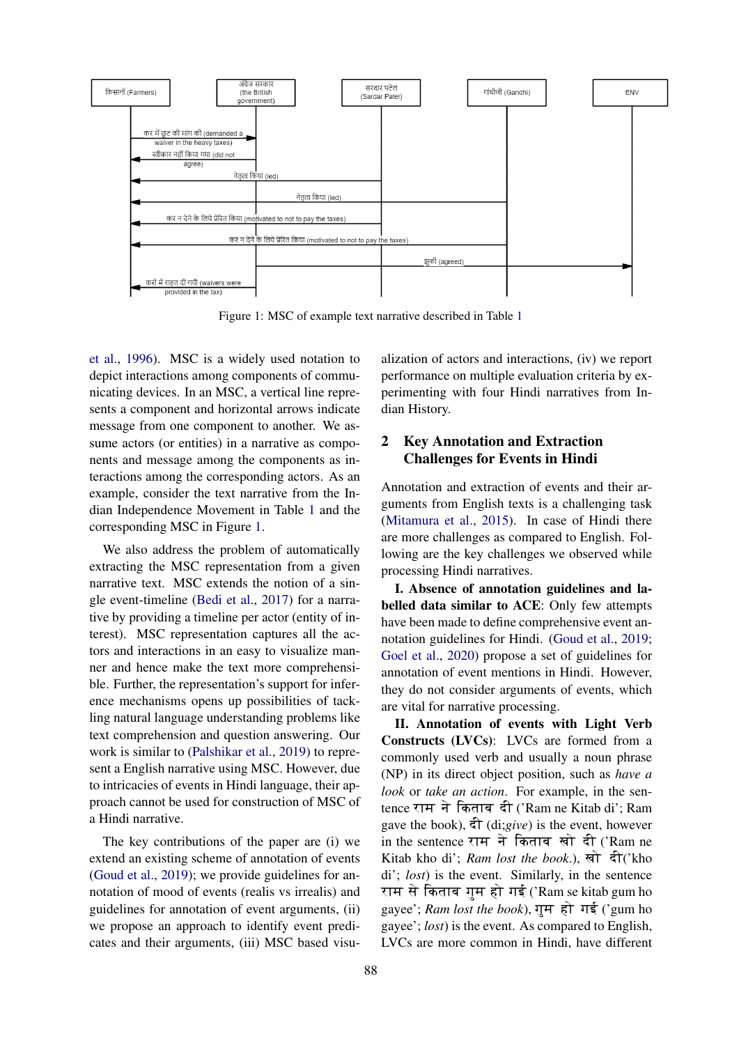Figure 1: MSC of example text narrative described in Table 1

et al., 1996). MSC is a widely used notation to depict interactions among components of communicating devices. In an MSC, a vertical line represents a component and horizontal arrows indicate message from one component to another. We assume actors (or entities) in a narrative as components and message among the components as interactions among the corresponding actors. As an example, consider the text narrative from the Indian Independence Movement in Table 1 and the corresponding MSC in Figure 1.

We also address the problem of automatically extracting the MSC representation from a given narrative text. MSC extends the notion of a single event-timeline (Bedi et al., 2017) for a narrative by providing a timeline per actor (entity of interest). MSC representation captures all the actors and interactions in an easy to visualize manner and hence make the text more comprehensible. Further, the representation's support for inference mechanisms opens up possibilities of tackling natural language understanding problems like text comprehension and question answering. Our work is similar to (Palshikar et al., 2019) to represent a English narrative using MSC. However, due to intricacies of events in Hindi language, their approach cannot be used for construction of MSC of a Hindi narrative.

The key contributions of the paper are (i) we extend an existing scheme of annotation of events (Goud et al., 2019); we provide guidelines for annotation of mood of events (realis vs irrealis) and guidelines for annotation of event arguments, (ii) we propose an approach to identify event predicates and their arguments, (iii) MSC based visualization of actors and interactions, (iv) we report performance on multiple evaluation criteria by experimenting with four Hindi narratives from Indian History.

## 2 Key Annotation and Extraction Challenges for Events in Hindi

Annotation and extraction of events and their arguments from English texts is a challenging task (Mitamura et al., 2015). In case of Hindi there are more challenges as compared to English. Following are the key challenges we observed while processing Hindi narratives.

**I. Absence of annotation guidelines and labelled data similar to ACE**: Only few attempts have been made to define comprehensive event annotation guidelines for Hindi. (Goud et al., 2019; Goel et al., 2020) propose a set of guidelines for annotation of event mentions in Hindi. However, they do not consider arguments of events, which are vital for narrative processing.

**II. Annotation of events with Light Verb Constructs (LVCs)**: LVCs are formed from a commonly used verb and usually a noun phrase (NP) in its direct object position, such as *have a look* or *take an action*. For example, in the sentence राम ने किताब दी ('Ram ne Kitab di'; Ram gave the book), दी (di;*give*) is the event, however in the sentence राम ने किताब खो दी ('Ram ne Kitab kho di'; *Ram lost the book*.), खो दी('kho di'; *lost*) is the event. Similarly, in the sentence राम से किताब गुम हो गई ('Ram se kitab gum ho gayee'; *Ram lost the book*), गुम हो गई ('gum ho gayee'; *lost*) is the event. As compared to English, LVCs are more common in Hindi, have different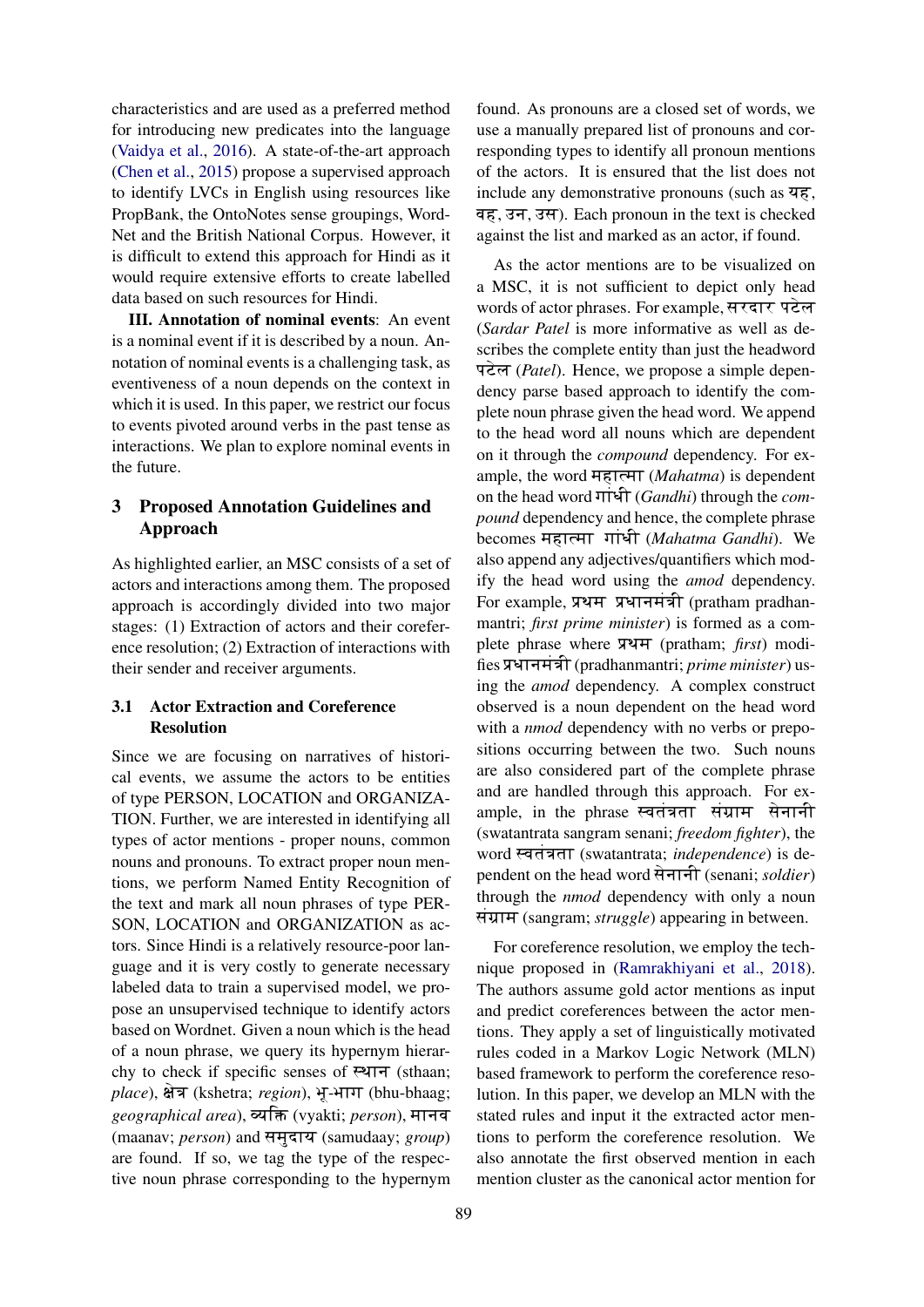characteristics and are used as a preferred method for introducing new predicates into the language (Vaidya et al., 2016). A state-of-the-art approach (Chen et al., 2015) propose a supervised approach to identify LVCs in English using resources like PropBank, the OntoNotes sense groupings, WordNet and the British National Corpus. However, it is difficult to extend this approach for Hindi as it would require extensive efforts to create labelled data based on such resources for Hindi.

**III. Annotation of nominal events**: An event is a nominal event if it is described by a noun. Annotation of nominal events is a challenging task, as eventiveness of a noun depends on the context in which it is used. In this paper, we restrict our focus to events pivoted around verbs in the past tense as interactions. We plan to explore nominal events in the future.

## 3 Proposed Annotation Guidelines and Approach

As highlighted earlier, an MSC consists of a set of actors and interactions among them. The proposed approach is accordingly divided into two major stages: (1) Extraction of actors and their coreference resolution; (2) Extraction of interactions with their sender and receiver arguments.

### 3.1 Actor Extraction and Coreference Resolution

Since we are focusing on narratives of historical events, we assume the actors to be entities of type PERSON, LOCATION and ORGANIZATION. Further, we are interested in identifying all types of actor mentions - proper nouns, common nouns and pronouns. To extract proper noun mentions, we perform Named Entity Recognition of the text and mark all noun phrases of type PERSON, LOCATION and ORGANIZATION as actors. Since Hindi is a relatively resource-poor language and it is very costly to generate necessary labeled data to train a supervised model, we propose an unsupervised technique to identify actors based on Wordnet. Given a noun which is the head of a noun phrase, we query its hypernym hierarchy to check if specific senses of स्थान (sthaan; *place*), क्षेत्र (kshetra; *region*), भू-भाग (bhu-bhaag; *geographical area*), व्यक्ति (vyakti; *person*), मानव (maanav; *person*) and समुदाय (samudaay; *group*) are found. If so, we tag the type of the respective noun phrase corresponding to the hypernym found. As pronouns are a closed set of words, we use a manually prepared list of pronouns and corresponding types to identify all pronoun mentions of the actors. It is ensured that the list does not include any demonstrative pronouns (such as यह, वह, उन, उस). Each pronoun in the text is checked against the list and marked as an actor, if found.

As the actor mentions are to be visualized on a MSC, it is not sufficient to depict only head words of actor phrases. For example, सरदार पटेल (*Sardar Patel* is more informative as well as describes the complete entity than just the headword पटेल (*Patel*). Hence, we propose a simple dependency parse based approach to identify the complete noun phrase given the head word. We append to the head word all nouns which are dependent on it through the *compound* dependency. For example, the word महात्मा (*Mahatma*) is dependent on the head word गांधी (*Gandhi*) through the *compound* dependency and hence, the complete phrase becomes महात्मा गांधी (*Mahatma Gandhi*). We also append any adjectives/quantifiers which modify the head word using the *amod* dependency. For example, प्रथम प्रधानमंत्री (pratham pradhanmantri; *first prime minister*) is formed as a complete phrase where प्रथम (pratham; *first*) modifies प्रधानमंत्री (pradhanmantri; *prime minister*) using the *amod* dependency. A complex construct observed is a noun dependent on the head word with a *nmod* dependency with no verbs or prepositions occurring between the two. Such nouns are also considered part of the complete phrase and are handled through this approach. For example, in the phrase स्वतंत्रता संग्राम सेनानी (swatantrata sangram senani; *freedom fighter*), the word स्वतंत्रता (swatantrata; *independence*) is dependent on the head word सेनानी (senani; *soldier*) through the *nmod* dependency with only a noun संग्राम (sangram; *struggle*) appearing in between.

For coreference resolution, we employ the technique proposed in (Ramrakhiyani et al., 2018). The authors assume gold actor mentions as input and predict coreferences between the actor mentions. They apply a set of linguistically motivated rules coded in a Markov Logic Network (MLN) based framework to perform the coreference resolution. In this paper, we develop an MLN with the stated rules and input it the extracted actor mentions to perform the coreference resolution. We also annotate the first observed mention in each mention cluster as the canonical actor mention for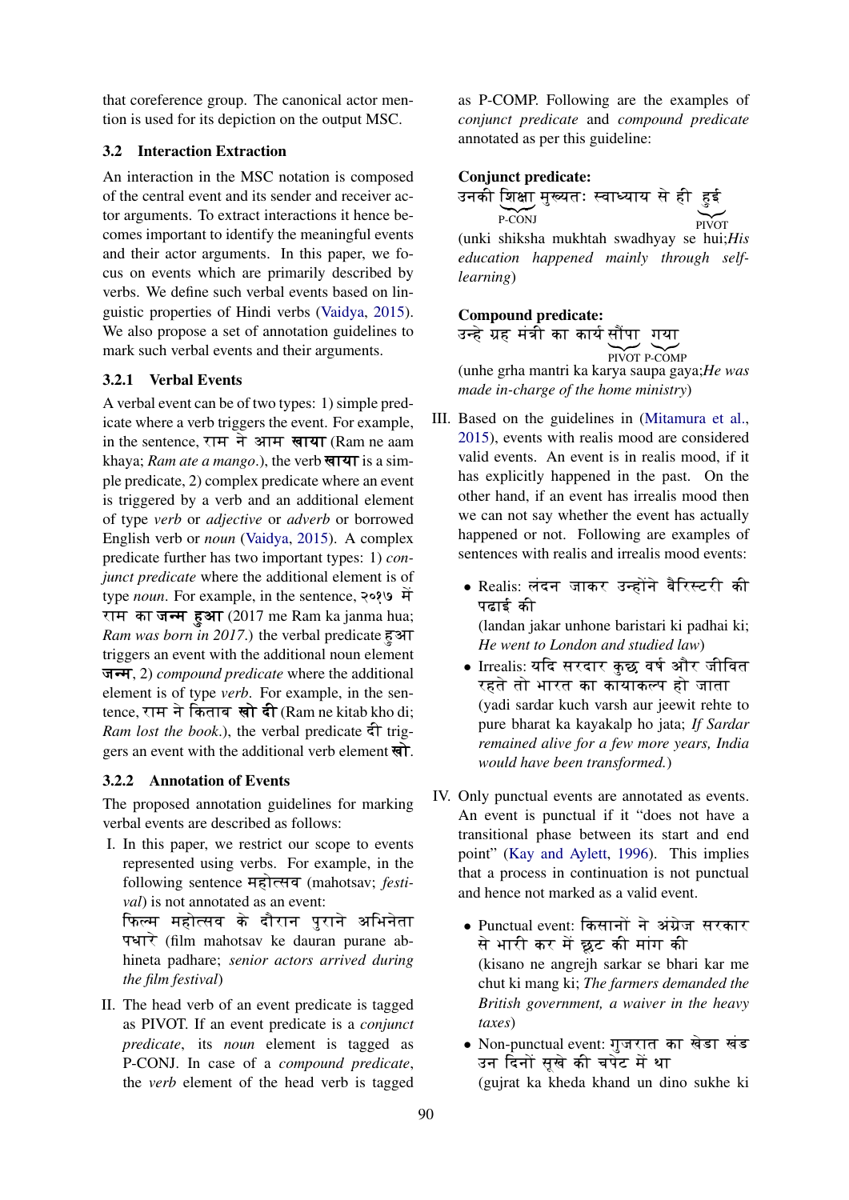that coreference group. The canonical actor mention is used for its depiction on the output MSC.

### 3.2 Interaction Extraction

An interaction in the MSC notation is composed of the central event and its sender and receiver actor arguments. To extract interactions it hence becomes important to identify the meaningful events and their actor arguments. In this paper, we focus on events which are primarily described by verbs. We define such verbal events based on linguistic properties of Hindi verbs (Vaidya, 2015). We also propose a set of annotation guidelines to mark such verbal events and their arguments.

#### 3.2.1 Verbal Events

A verbal event can be of two types: 1) simple predicate where a verb triggers the event. For example, in the sentence, राम ने आम **खाया** (Ram ne aam khaya; *Ram ate a mango*.), the verb **खाया** is a simple predicate, 2) complex predicate where an event is triggered by a verb and an additional element of type *verb* or *adjective* or *adverb* or borrowed English verb or *noun* (Vaidya, 2015). A complex predicate further has two important types: 1) *conjunct predicate* where the additional element is of type *noun*. For example, in the sentence, २०१७ में राम का **जन्म** **हुआ** (2017 me Ram ka janma hua; *Ram was born in 2017*.) the verbal predicate हुआ triggers an event with the additional noun element **जन्म**, 2) *compound predicate* where the additional element is of type *verb*. For example, in the sentence, राम ने किताब **खो** **दी** (Ram ne kitab kho di; *Ram lost the book*.), the verbal predicate दी triggers an event with the additional verb element **खो**.

#### 3.2.2 Annotation of Events

The proposed annotation guidelines for marking verbal events are described as follows:

I. In this paper, we restrict our scope to events represented using verbs. For example, in the following sentence महोत्सव (mahotsav; *festival*) is not annotated as an event:
फिल्म महोत्सव के दौरान पुराने अभिनेता पधारे (film mahotsav ke dauran purane abhineta padhare; *senior actors arrived during the film festival*)

II. The head verb of an event predicate is tagged as PIVOT. If an event predicate is a *conjunct predicate*, its *noun* element is tagged as P-CONJ. In case of a *compound predicate*, the *verb* element of the head verb is tagged as P-COMP. Following are the examples of *conjunct predicate* and *compound predicate* annotated as per this guideline:

**Conjunct predicate:**
उनकी शिक्षा[P-CONJ] मुख्यतः स्वाध्याय से ही हुई[PIVOT]
(unki shiksha mukhtah swadhyay se hui; *His education happened mainly through self-learning*)

**Compound predicate:**
उन्हे ग्रह मंत्री का कार्य सौंपा[PIVOT] गया[P-COMP]
(unhe grha mantri ka karya saupa gaya; *He was made in-charge of the home ministry*)

III. Based on the guidelines in (Mitamura et al., 2015), events with realis mood are considered valid events. An event is in realis mood, if it has explicitly happened in the past. On the other hand, if an event has irrealis mood then we can not say whether the event has actually happened or not. Following are examples of sentences with realis and irrealis mood events:

- Realis: लंदन जाकर उन्होंने बैरिस्टरी की पढाई की
(landan jakar unhone baristari ki padhai ki; *He went to London and studied law*)
- Irrealis: यदि सरदार कुछ वर्ष और जीवित रहते तो भारत का कायाकल्प हो जाता
(yadi sardar kuch varsh aur jeewit rehte to pure bharat ka kayakalp ho jata; *If Sardar remained alive for a few more years, India would have been transformed.*)

IV. Only punctual events are annotated as events. An event is punctual if it "does not have a transitional phase between its start and end point" (Kay and Aylett, 1996). This implies that a process in continuation is not punctual and hence not marked as a valid event.

- Punctual event: किसानों ने अंग्रेज सरकार से भारी कर में छूट की मांग की
(kisano ne angrejh sarkar se bhari kar me chut ki mang ki; *The farmers demanded the British government, a waiver in the heavy taxes*)
- Non-punctual event: गुजरात का खेडा खंड उन दिनों सूखे की चपेट में था
(gujrat ka kheda khand un dino sukhe ki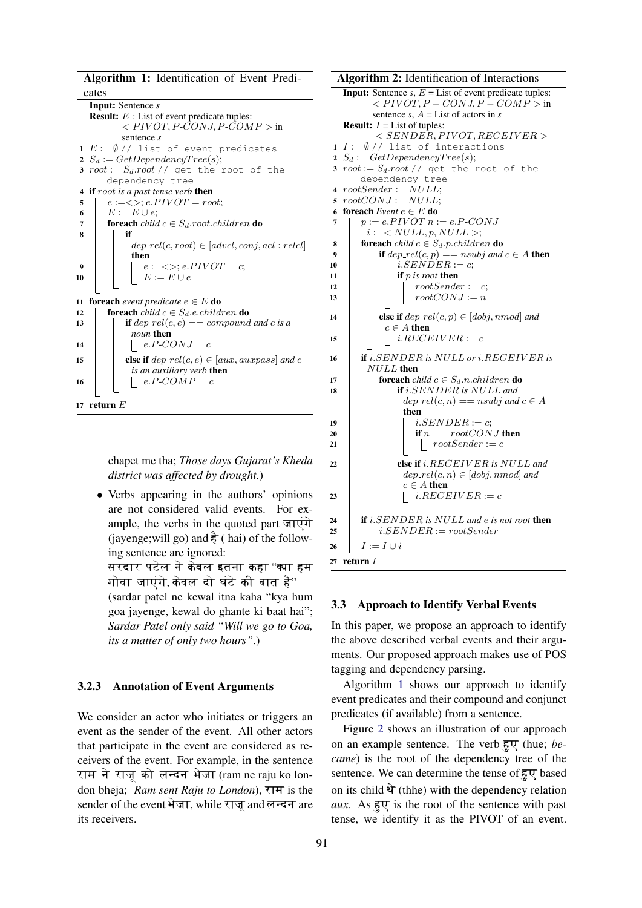**Algorithm 1:** Identification of Event Predicates

```
Input: Sentence s
Result: E : List of event predicate tuples:
        < PIVOT, P-CONJ, P-COMP > in
        sentence s
1  E := ∅ // list of event predicates
2  S_d := GetDependencyTree(s);
3  root := S_d.root // get the root of the
       dependency tree
4  if root is a past tense verb then
5      e :=<>; e.PIVOT = root;
6      E := E ∪ e;
7      foreach child c ∈ S_d.root.children do
8          if
             dep_rel(c, root) ∈ [advcl, conj, acl : relcl]
             then
9              e :=<>; e.PIVOT = c;
10             E := E ∪ e

11 foreach event predicate e ∈ E do
12     foreach child c ∈ S_d.e.children do
13         if dep_rel(c, e) == compound and c is a
             noun then
14             e.P-CONJ = c
15         else if dep_rel(c, e) ∈ [aux, auxpass] and c
             is an auxiliary verb then
16             e.P-COMP = c

17 return E
```

chapet me tha; *Those days Gujarat's Kheda district was affected by drought.*)

- Verbs appearing in the authors' opinions are not considered valid events. For example, the verbs in the quoted part जाएंगे (jayenge;will go) and है ( hai) of the following sentence are ignored:
  सरदार पटेल ने केवल इतना कहा "क्या हम गोवा जाएंगे, केवल दो घंटे की बात है"
  (sardar patel ne kewal itna kaha "kya hum goa jayenge, kewal do ghante ki baat hai"; *Sardar Patel only said "Will we go to Goa, its a matter of only two hours".*)

### 3.2.3 Annotation of Event Arguments

We consider an actor who initiates or triggers an event as the sender of the event. All other actors that participate in the event are considered as receivers of the event. For example, in the sentence राम ने राजू को लन्दन भेजा (ram ne raju ko london bheja; *Ram sent Raju to London*), राम is the sender of the event भेजा, while राजू and लन्दन are its receivers.

**Algorithm 2:** Identification of Interactions

```
Input: Sentence s, E = List of event predicate tuples:
       < PIVOT, P − CONJ, P − COMP > in
       sentence s, A = List of actors in s
Result: I = List of tuples:
       < SENDER, PIVOT, RECEIVER >
1  I := ∅ // list of interactions
2  S_d := GetDependencyTree(s);
3  root := S_d.root // get the root of the
       dependency tree
4  rootSender := NULL;
5  rootCONJ := NULL;
6  foreach Event e ∈ E do
7      p := e.PIVOT n := e.P-CONJ
         i :=< NULL, p, NULL >;
8      foreach child c ∈ S_d.p.children do
9          if dep_rel(c, p) == nsubj and c ∈ A then
10             i.SENDER := c;
11             if p is root then
12                 rootSender := c;
13                 rootCONJ := n
14         else if dep_rel(c, p) ∈ [dobj, nmod] and
             c ∈ A then
15             i.RECEIVER := c
16     if i.SENDER is NULL or i.RECEIVER is
         NULL then
17         foreach child c ∈ S_d.n.children do
18             if i.SENDER is NULL and
                 dep_rel(c, n) == nsubj and c ∈ A
                 then
19                 i.SENDER := c;
20                 if n == rootCONJ then
21                     rootSender := c
22             else if i.RECEIVER is NULL and
                 dep_rel(c, n) ∈ [dobj, nmod] and
                 c ∈ A then
23                 i.RECEIVER := c
24     if i.SENDER is NULL and e is not root then
25         i.SENDER := rootSender
26     I := I ∪ i
27 return I
```

### 3.3 Approach to Identify Verbal Events

In this paper, we propose an approach to identify the above described verbal events and their arguments. Our proposed approach makes use of POS tagging and dependency parsing.

Algorithm 1 shows our approach to identify event predicates and their compound and conjunct predicates (if available) from a sentence.

Figure 2 shows an illustration of our approach on an example sentence. The verb हुए (hue; *became*) is the root of the dependency tree of the sentence. We can determine the tense of हुए based on its child थे (thhe) with the dependency relation *aux*. As हुए is the root of the sentence with past tense, we identify it as the PIVOT of an event.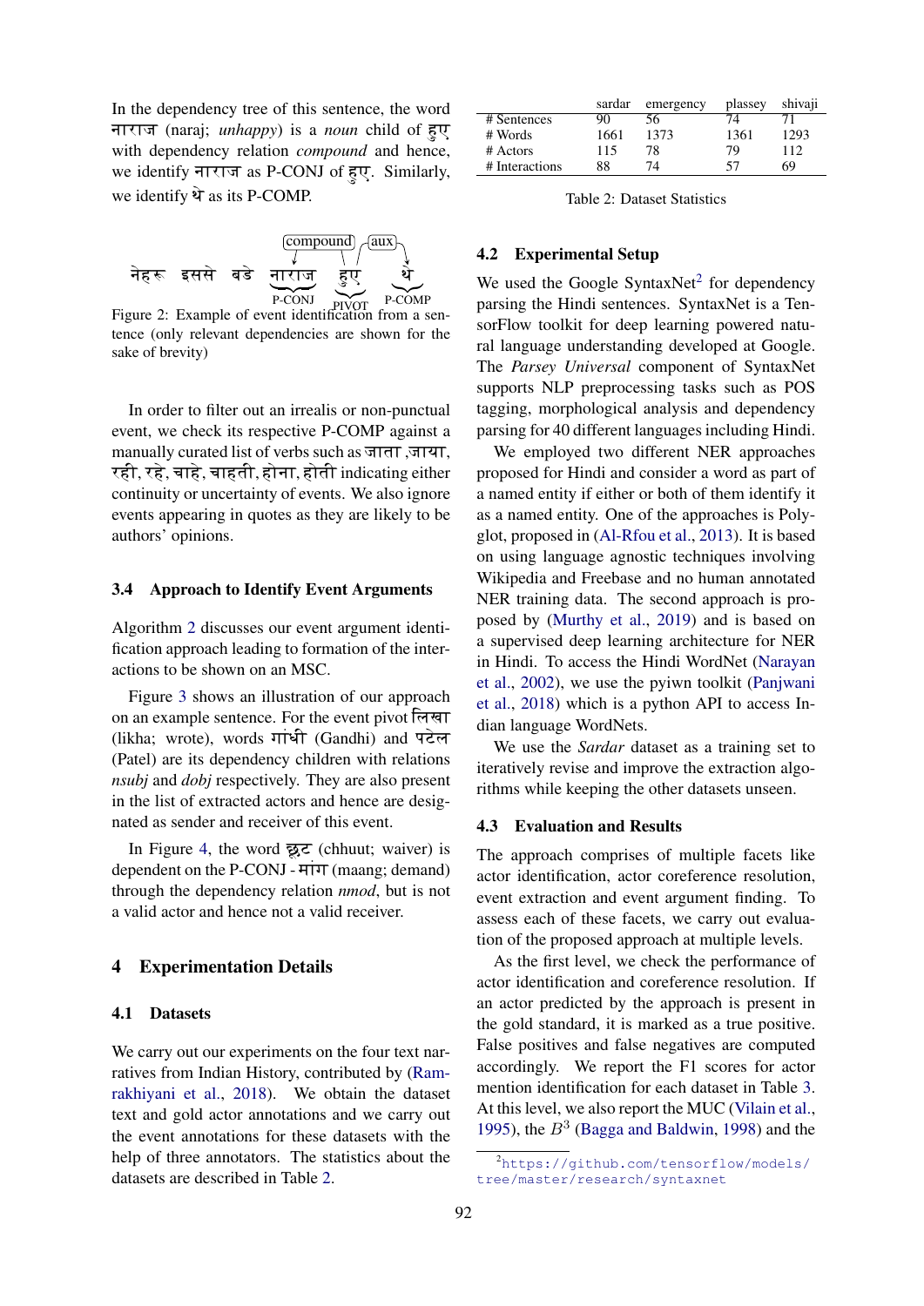In the dependency tree of this sentence, the word नाराज (naraj; *unhappy*) is a *noun* child of हुए with dependency relation *compound* and hence, we identify नाराज as P-CONJ of हुए. Similarly, we identify थे as its P-COMP.

नेहरू इससे बडे नाराज हुए थे

(compound: नाराज ← हुए; aux: थे ← हुए; नाराज = P-CONJ, हुए = PIVOT, थे = P-COMP)

Figure 2: Example of event identification from a sentence (only relevant dependencies are shown for the sake of brevity)

In order to filter out an irrealis or non-punctual event, we check its respective P-COMP against a manually curated list of verbs such as जाता ,जाया, रही, रहे, चाहे, चाहती, होना, होती indicating either continuity or uncertainty of events. We also ignore events appearing in quotes as they are likely to be authors' opinions.

### 3.4 Approach to Identify Event Arguments

Algorithm 2 discusses our event argument identification approach leading to formation of the interactions to be shown on an MSC.

Figure 3 shows an illustration of our approach on an example sentence. For the event pivot लिखा (likha; wrote), words गांधी (Gandhi) and पटेल (Patel) are its dependency children with relations *nsubj* and *dobj* respectively. They are also present in the list of extracted actors and hence are designated as sender and receiver of this event.

In Figure 4, the word छूट (chhuut; waiver) is dependent on the P-CONJ - मांग (maang; demand) through the dependency relation *nmod*, but is not a valid actor and hence not a valid receiver.

## 4 Experimentation Details

### 4.1 Datasets

We carry out our experiments on the four text narratives from Indian History, contributed by (Ramrakhiyani et al., 2018). We obtain the dataset text and gold actor annotations and we carry out the event annotations for these datasets with the help of three annotators. The statistics about the datasets are described in Table 2.

| | sardar | emergency | plassey | shivaji |
|---|---|---|---|---|
| # Sentences | 90 | 56 | 74 | 71 |
| # Words | 1661 | 1373 | 1361 | 1293 |
| # Actors | 115 | 78 | 79 | 112 |
| # Interactions | 88 | 74 | 57 | 69 |

Table 2: Dataset Statistics

### 4.2 Experimental Setup

We used the Google SyntaxNet[2] for dependency parsing the Hindi sentences. SyntaxNet is a TensorFlow toolkit for deep learning powered natural language understanding developed at Google. The *Parsey Universal* component of SyntaxNet supports NLP preprocessing tasks such as POS tagging, morphological analysis and dependency parsing for 40 different languages including Hindi.

We employed two different NER approaches proposed for Hindi and consider a word as part of a named entity if either or both of them identify it as a named entity. One of the approaches is Polyglot, proposed in (Al-Rfou et al., 2013). It is based on using language agnostic techniques involving Wikipedia and Freebase and no human annotated NER training data. The second approach is proposed by (Murthy et al., 2019) and is based on a supervised deep learning architecture for NER in Hindi. To access the Hindi WordNet (Narayan et al., 2002), we use the pyiwn toolkit (Panjwani et al., 2018) which is a python API to access Indian language WordNets.

We use the *Sardar* dataset as a training set to iteratively revise and improve the extraction algorithms while keeping the other datasets unseen.

### 4.3 Evaluation and Results

The approach comprises of multiple facets like actor identification, actor coreference resolution, event extraction and event argument finding. To assess each of these facets, we carry out evaluation of the proposed approach at multiple levels.

As the first level, we check the performance of actor identification and coreference resolution. If an actor predicted by the approach is present in the gold standard, it is marked as a true positive. False positives and false negatives are computed accordingly. We report the F1 scores for actor mention identification for each dataset in Table 3. At this level, we also report the MUC (Vilain et al., 1995), the $B^3$ (Bagga and Baldwin, 1998) and the

[2]https://github.com/tensorflow/models/tree/master/research/syntaxnet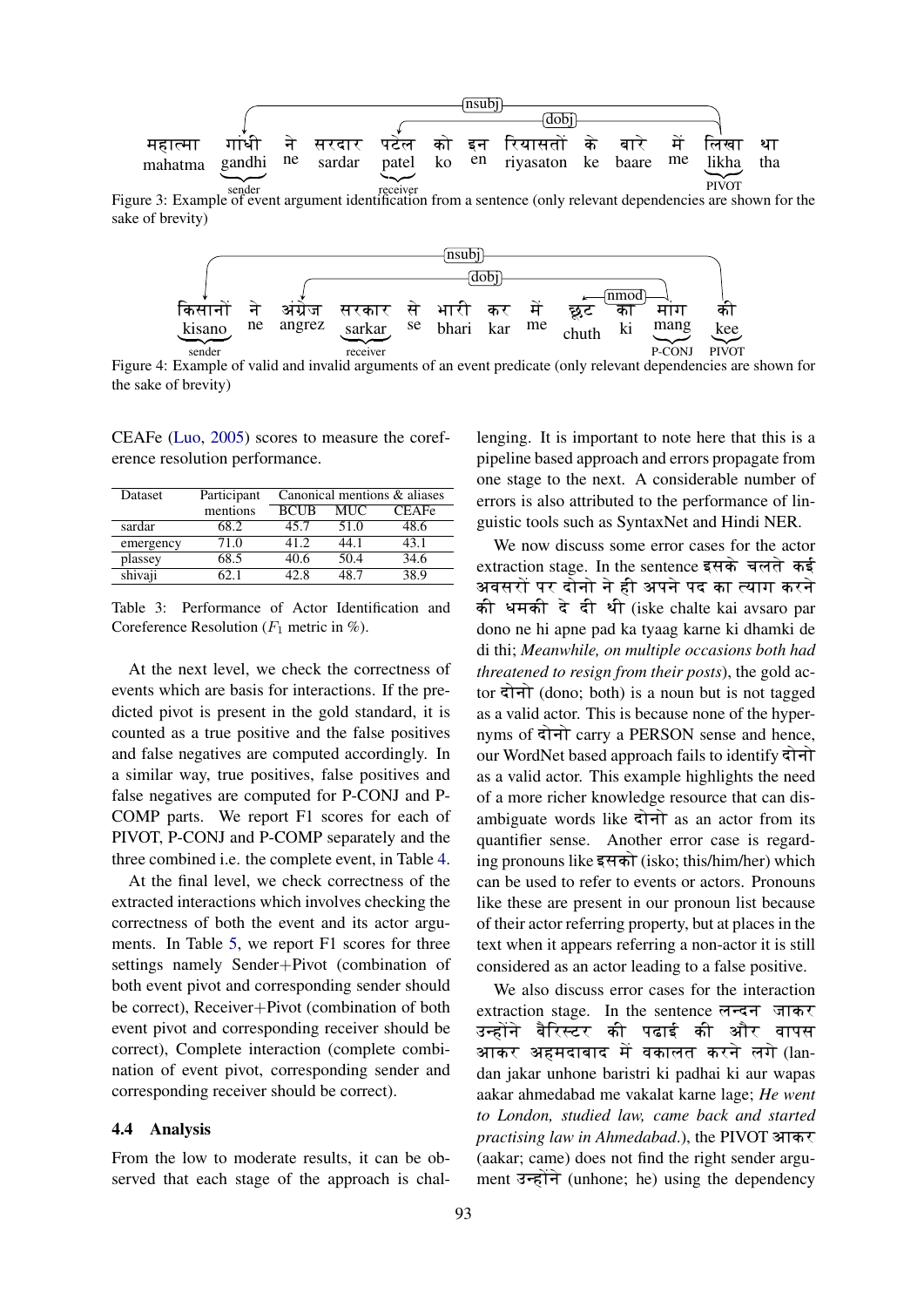महात्मा गांधी ने सरदार पटेल को इन रियासतों के बारे में लिखा था
mahatma gandhi ne sardar patel ko en riyasaton ke baare me likha tha

Figure 3: Example of event argument identification from a sentence (only relevant dependencies are shown for the sake of brevity)

किसानों ने अंग्रेज सरकार से भारी कर में छूट का मांग की
kisano ne angrez sarkar se bhari kar me chuth ki mang kee

Figure 4: Example of valid and invalid arguments of an event predicate (only relevant dependencies are shown for the sake of brevity)

CEAFe (Luo, 2005) scores to measure the coreference resolution performance.

| Dataset | Participant mentions | Canonical mentions & aliases | | |
|---|---|---|---|---|
| | | BCUB | MUC | CEAFe |
| sardar | 68.2 | 45.7 | 51.0 | 48.6 |
| emergency | 71.0 | 41.2 | 44.1 | 43.1 |
| plassey | 68.5 | 40.6 | 50.4 | 34.6 |
| shivaji | 62.1 | 42.8 | 48.7 | 38.9 |

Table 3: Performance of Actor Identification and Coreference Resolution ($F_1$ metric in %).

At the next level, we check the correctness of events which are basis for interactions. If the predicted pivot is present in the gold standard, it is counted as a true positive and the false positives and false negatives are computed accordingly. In a similar way, true positives, false positives and false negatives are computed for P-CONJ and P-COMP parts. We report F1 scores for each of PIVOT, P-CONJ and P-COMP separately and the three combined i.e. the complete event, in Table 4.

At the final level, we check correctness of the extracted interactions which involves checking the correctness of both the event and its actor arguments. In Table 5, we report F1 scores for three settings namely Sender+Pivot (combination of both event pivot and corresponding sender should be correct), Receiver+Pivot (combination of both event pivot and corresponding receiver should be correct), Complete interaction (complete combination of event pivot, corresponding sender and corresponding receiver should be correct).

### 4.4 Analysis

From the low to moderate results, it can be observed that each stage of the approach is challenging. It is important to note here that this is a pipeline based approach and errors propagate from one stage to the next. A considerable number of errors is also attributed to the performance of linguistic tools such as SyntaxNet and Hindi NER.

We now discuss some error cases for the actor extraction stage. In the sentence इसके चलते कई अवसरों पर दोनो ने ही अपने पद का त्याग करने की धमकी दे दी थी (iske chalte kai avsaro par dono ne hi apne pad ka tyaag karne ki dhamki de di thi; *Meanwhile, on multiple occasions both had threatened to resign from their posts*), the gold actor दोनो (dono; both) is a noun but is not tagged as a valid actor. This is because none of the hypernyms of दोनो carry a PERSON sense and hence, our WordNet based approach fails to identify दोनो as a valid actor. This example highlights the need of a more richer knowledge resource that can disambiguate words like दोनो as an actor from its quantifier sense. Another error case is regarding pronouns like इसको (isko; this/him/her) which can be used to refer to events or actors. Pronouns like these are present in our pronoun list because of their actor referring property, but at places in the text when it appears referring a non-actor it is still considered as an actor leading to a false positive.

We also discuss error cases for the interaction extraction stage. In the sentence लन्दन जाकर उन्होंने बैरिस्टर की पढाई की और वापस आकर अहमदाबाद में वकालत करने लगे (landan jakar unhone baristri ki padhai ki aur wapas aakar ahmedabad me vakalat karne lage; *He went to London, studied law, came back and started practising law in Ahmedabad.*), the PIVOT आकर (aakar; came) does not find the right sender argument उन्होंने (unhone; he) using the dependency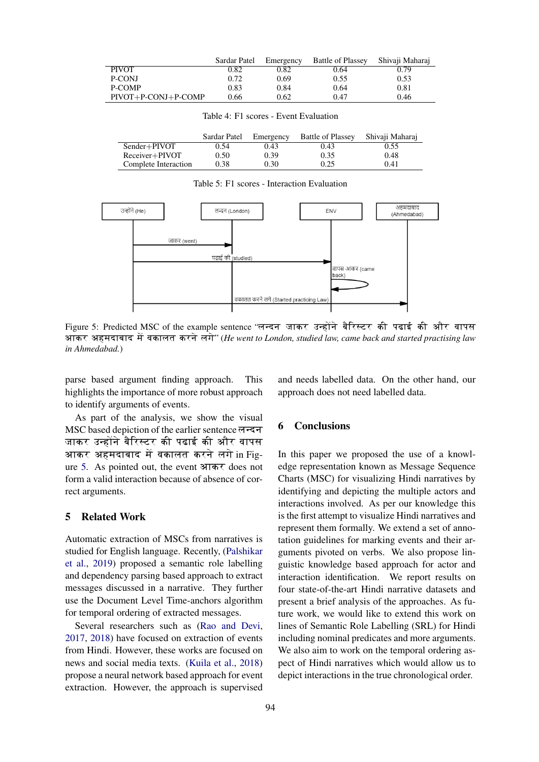|  | Sardar Patel | Emergency | Battle of Plassey | Shivaji Maharaj |
|---|---|---|---|---|
| PIVOT | 0.82 | 0.82 | 0.64 | 0.79 |
| P-CONJ | 0.72 | 0.69 | 0.55 | 0.53 |
| P-COMP | 0.83 | 0.84 | 0.64 | 0.81 |
| PIVOT+P-CONJ+P-COMP | 0.66 | 0.62 | 0.47 | 0.46 |

Table 4: F1 scores - Event Evaluation

|  | Sardar Patel | Emergency | Battle of Plassey | Shivaji Maharaj |
|---|---|---|---|---|
| Sender+PIVOT | 0.54 | 0.43 | 0.43 | 0.55 |
| Receiver+PIVOT | 0.50 | 0.39 | 0.35 | 0.48 |
| Complete Interaction | 0.38 | 0.30 | 0.25 | 0.41 |

Table 5: F1 scores - Interaction Evaluation

Figure 5: Predicted MSC of the example sentence "लन्दन जाकर उन्होंने बैरिस्टर की पढाई की और वापस आकर अहमदाबाद में वकालत करने लगे" (*He went to London, studied law, came back and started practising law in Ahmedabad.*)

parse based argument finding approach. This highlights the importance of more robust approach to identify arguments of events.

As part of the analysis, we show the visual MSC based depiction of the earlier sentence लन्दन जाकर उन्होंने बैरिस्टर की पढाई की और वापस आकर अहमदाबाद में वकालत करने लगे in Figure 5. As pointed out, the event आकर does not form a valid interaction because of absence of correct arguments.

## 5 Related Work

Automatic extraction of MSCs from narratives is studied for English language. Recently, (Palshikar et al., 2019) proposed a semantic role labelling and dependency parsing based approach to extract messages discussed in a narrative. They further use the Document Level Time-anchors algorithm for temporal ordering of extracted messages.

Several researchers such as (Rao and Devi, 2017, 2018) have focused on extraction of events from Hindi. However, these works are focused on news and social media texts. (Kuila et al., 2018) propose a neural network based approach for event extraction. However, the approach is supervised and needs labelled data. On the other hand, our approach does not need labelled data.

## 6 Conclusions

In this paper we proposed the use of a knowledge representation known as Message Sequence Charts (MSC) for visualizing Hindi narratives by identifying and depicting the multiple actors and interactions involved. As per our knowledge this is the first attempt to visualize Hindi narratives and represent them formally. We extend a set of annotation guidelines for marking events and their arguments pivoted on verbs. We also propose linguistic knowledge based approach for actor and interaction identification. We report results on four state-of-the-art Hindi narrative datasets and present a brief analysis of the approaches. As future work, we would like to extend this work on lines of Semantic Role Labelling (SRL) for Hindi including nominal predicates and more arguments. We also aim to work on the temporal ordering aspect of Hindi narratives which would allow us to depict interactions in the true chronological order.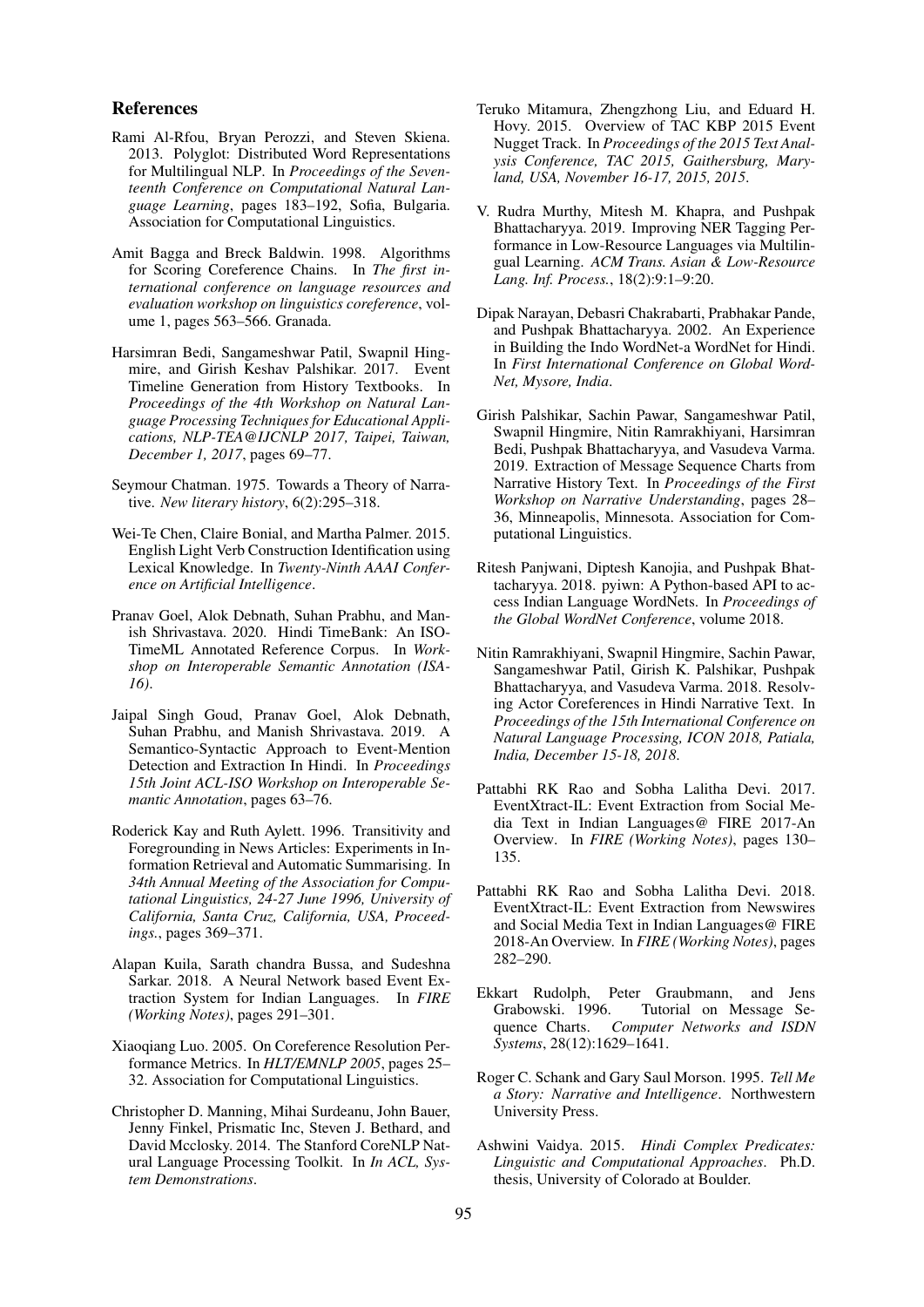## References

Rami Al-Rfou, Bryan Perozzi, and Steven Skiena. 2013. Polyglot: Distributed Word Representations for Multilingual NLP. In *Proceedings of the Seventeenth Conference on Computational Natural Language Learning*, pages 183–192, Sofia, Bulgaria. Association for Computational Linguistics.

Amit Bagga and Breck Baldwin. 1998. Algorithms for Scoring Coreference Chains. In *The first international conference on language resources and evaluation workshop on linguistics coreference*, volume 1, pages 563–566. Granada.

Harsimran Bedi, Sangameshwar Patil, Swapnil Hingmire, and Girish Keshav Palshikar. 2017. Event Timeline Generation from History Textbooks. In *Proceedings of the 4th Workshop on Natural Language Processing Techniques for Educational Applications, NLP-TEA@IJCNLP 2017, Taipei, Taiwan, December 1, 2017*, pages 69–77.

Seymour Chatman. 1975. Towards a Theory of Narrative. *New literary history*, 6(2):295–318.

Wei-Te Chen, Claire Bonial, and Martha Palmer. 2015. English Light Verb Construction Identification using Lexical Knowledge. In *Twenty-Ninth AAAI Conference on Artificial Intelligence*.

Pranav Goel, Alok Debnath, Suhan Prabhu, and Manish Shrivastava. 2020. Hindi TimeBank: An ISO-TimeML Annotated Reference Corpus. In *Workshop on Interoperable Semantic Annotation (ISA-16)*.

Jaipal Singh Goud, Pranav Goel, Alok Debnath, Suhan Prabhu, and Manish Shrivastava. 2019. A Semantico-Syntactic Approach to Event-Mention Detection and Extraction In Hindi. In *Proceedings 15th Joint ACL-ISO Workshop on Interoperable Semantic Annotation*, pages 63–76.

Roderick Kay and Ruth Aylett. 1996. Transitivity and Foregrounding in News Articles: Experiments in Information Retrieval and Automatic Summarising. In *34th Annual Meeting of the Association for Computational Linguistics, 24-27 June 1996, University of California, Santa Cruz, California, USA, Proceedings.*, pages 369–371.

Alapan Kuila, Sarath chandra Bussa, and Sudeshna Sarkar. 2018. A Neural Network based Event Extraction System for Indian Languages. In *FIRE (Working Notes)*, pages 291–301.

Xiaoqiang Luo. 2005. On Coreference Resolution Performance Metrics. In *HLT/EMNLP 2005*, pages 25–32. Association for Computational Linguistics.

Christopher D. Manning, Mihai Surdeanu, John Bauer, Jenny Finkel, Prismatic Inc, Steven J. Bethard, and David Mcclosky. 2014. The Stanford CoreNLP Natural Language Processing Toolkit. In *In ACL, System Demonstrations*.

Teruko Mitamura, Zhengzhong Liu, and Eduard H. Hovy. 2015. Overview of TAC KBP 2015 Event Nugget Track. In *Proceedings of the 2015 Text Analysis Conference, TAC 2015, Gaithersburg, Maryland, USA, November 16-17, 2015, 2015*.

V. Rudra Murthy, Mitesh M. Khapra, and Pushpak Bhattacharyya. 2019. Improving NER Tagging Performance in Low-Resource Languages via Multilingual Learning. *ACM Trans. Asian & Low-Resource Lang. Inf. Process.*, 18(2):9:1–9:20.

Dipak Narayan, Debasri Chakrabarti, Prabhakar Pande, and Pushpak Bhattacharyya. 2002. An Experience in Building the Indo WordNet-a WordNet for Hindi. In *First International Conference on Global WordNet, Mysore, India*.

Girish Palshikar, Sachin Pawar, Sangameshwar Patil, Swapnil Hingmire, Nitin Ramrakhiyani, Harsimran Bedi, Pushpak Bhattacharyya, and Vasudeva Varma. 2019. Extraction of Message Sequence Charts from Narrative History Text. In *Proceedings of the First Workshop on Narrative Understanding*, pages 28–36, Minneapolis, Minnesota. Association for Computational Linguistics.

Ritesh Panjwani, Diptesh Kanojia, and Pushpak Bhattacharyya. 2018. pyiwn: A Python-based API to access Indian Language WordNets. In *Proceedings of the Global WordNet Conference*, volume 2018.

Nitin Ramrakhiyani, Swapnil Hingmire, Sachin Pawar, Sangameshwar Patil, Girish K. Palshikar, Pushpak Bhattacharyya, and Vasudeva Varma. 2018. Resolving Actor Coreferences in Hindi Narrative Text. In *Proceedings of the 15th International Conference on Natural Language Processing, ICON 2018, Patiala, India, December 15-18, 2018*.

Pattabhi RK Rao and Sobha Lalitha Devi. 2017. EventXtract-IL: Event Extraction from Social Media Text in Indian Languages@ FIRE 2017-An Overview. In *FIRE (Working Notes)*, pages 130–135.

Pattabhi RK Rao and Sobha Lalitha Devi. 2018. EventXtract-IL: Event Extraction from Newswires and Social Media Text in Indian Languages@ FIRE 2018-An Overview. In *FIRE (Working Notes)*, pages 282–290.

Ekkart Rudolph, Peter Graubmann, and Jens Grabowski. 1996. Tutorial on Message Sequence Charts. *Computer Networks and ISDN Systems*, 28(12):1629–1641.

Roger C. Schank and Gary Saul Morson. 1995. *Tell Me a Story: Narrative and Intelligence*. Northwestern University Press.

Ashwini Vaidya. 2015. *Hindi Complex Predicates: Linguistic and Computational Approaches*. Ph.D. thesis, University of Colorado at Boulder.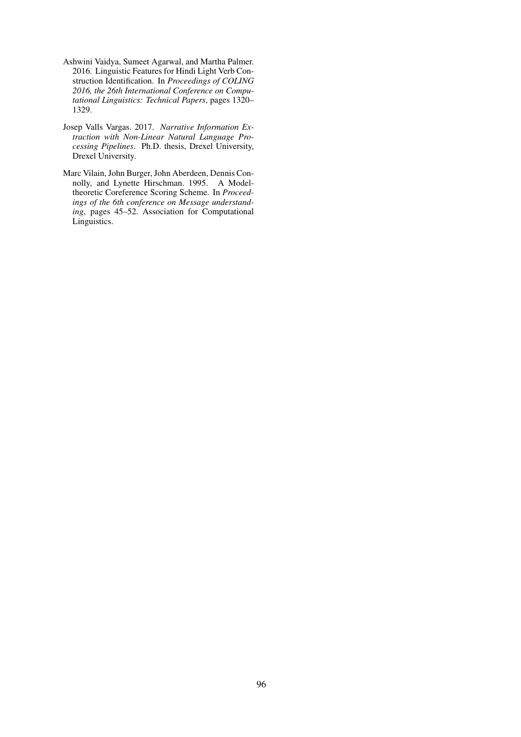Ashwini Vaidya, Sumeet Agarwal, and Martha Palmer. 2016. Linguistic Features for Hindi Light Verb Construction Identification. In *Proceedings of COLING 2016, the 26th International Conference on Computational Linguistics: Technical Papers*, pages 1320–1329.

Josep Valls Vargas. 2017. *Narrative Information Extraction with Non-Linear Natural Language Processing Pipelines*. Ph.D. thesis, Drexel University, Drexel University.

Marc Vilain, John Burger, John Aberdeen, Dennis Connolly, and Lynette Hirschman. 1995. A Model-theoretic Coreference Scoring Scheme. In *Proceedings of the 6th conference on Message understanding*, pages 45–52. Association for Computational Linguistics.